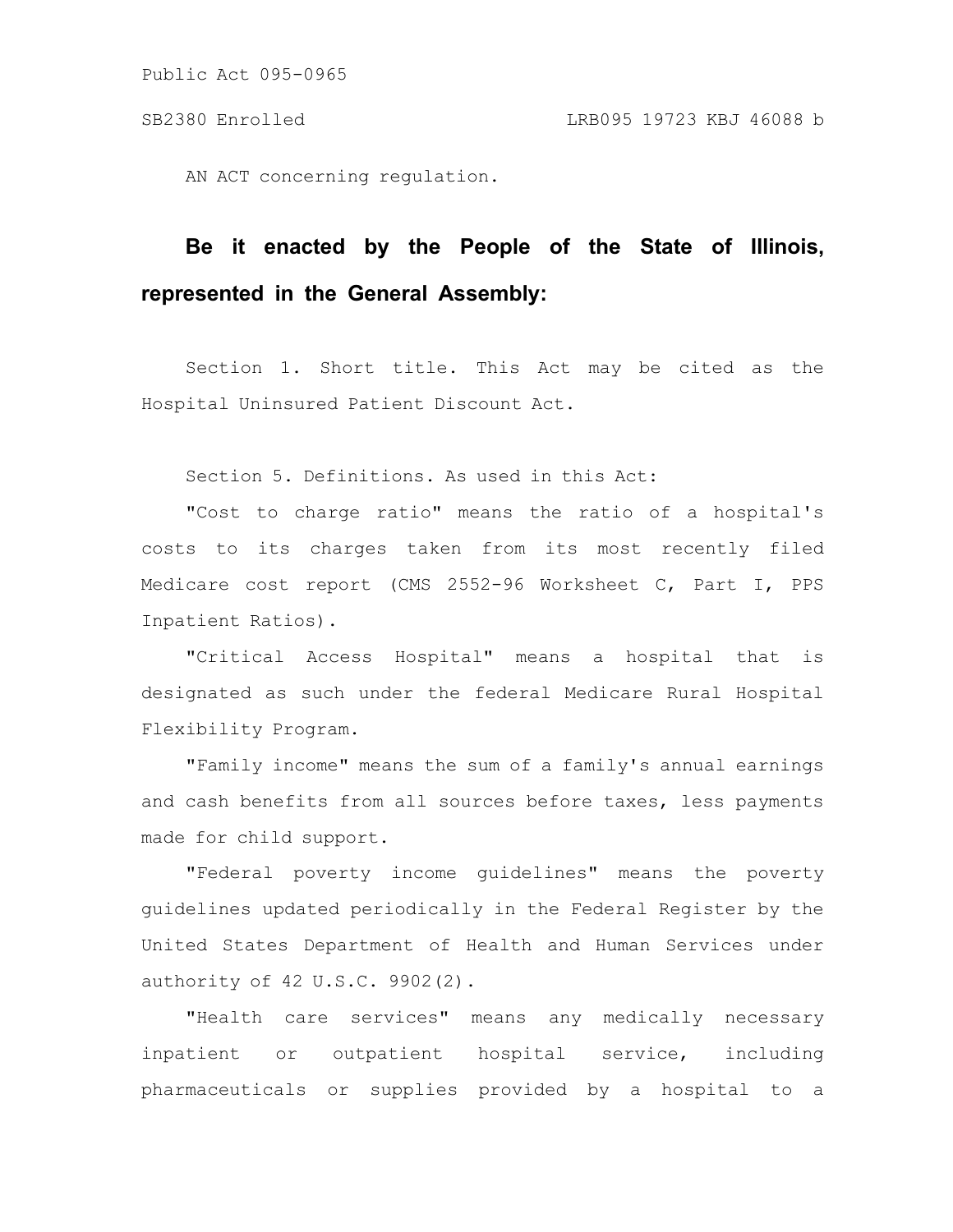Public Act 095-0965

SB2380 Enrolled LRB095 19723 KBJ 46088 b

AN ACT concerning regulation.

**Be it enacted by the People of the State of Illinois, represented in the General Assembly:**

Section 1. Short title. This Act may be cited as the Hospital Uninsured Patient Discount Act.

Section 5. Definitions. As used in this Act:

"Cost to charge ratio" means the ratio of a hospital's costs to its charges taken from its most recently filed Medicare cost report (CMS 2552-96 Worksheet C, Part I, PPS Inpatient Ratios).

"Critical Access Hospital" means a hospital that is designated as such under the federal Medicare Rural Hospital Flexibility Program.

"Family income" means the sum of a family's annual earnings and cash benefits from all sources before taxes, less payments made for child support.

"Federal poverty income guidelines" means the poverty guidelines updated periodically in the Federal Register by the United States Department of Health and Human Services under authority of 42 U.S.C. 9902(2).

"Health care services" means any medically necessary inpatient or outpatient hospital service, including pharmaceuticals or supplies provided by a hospital to a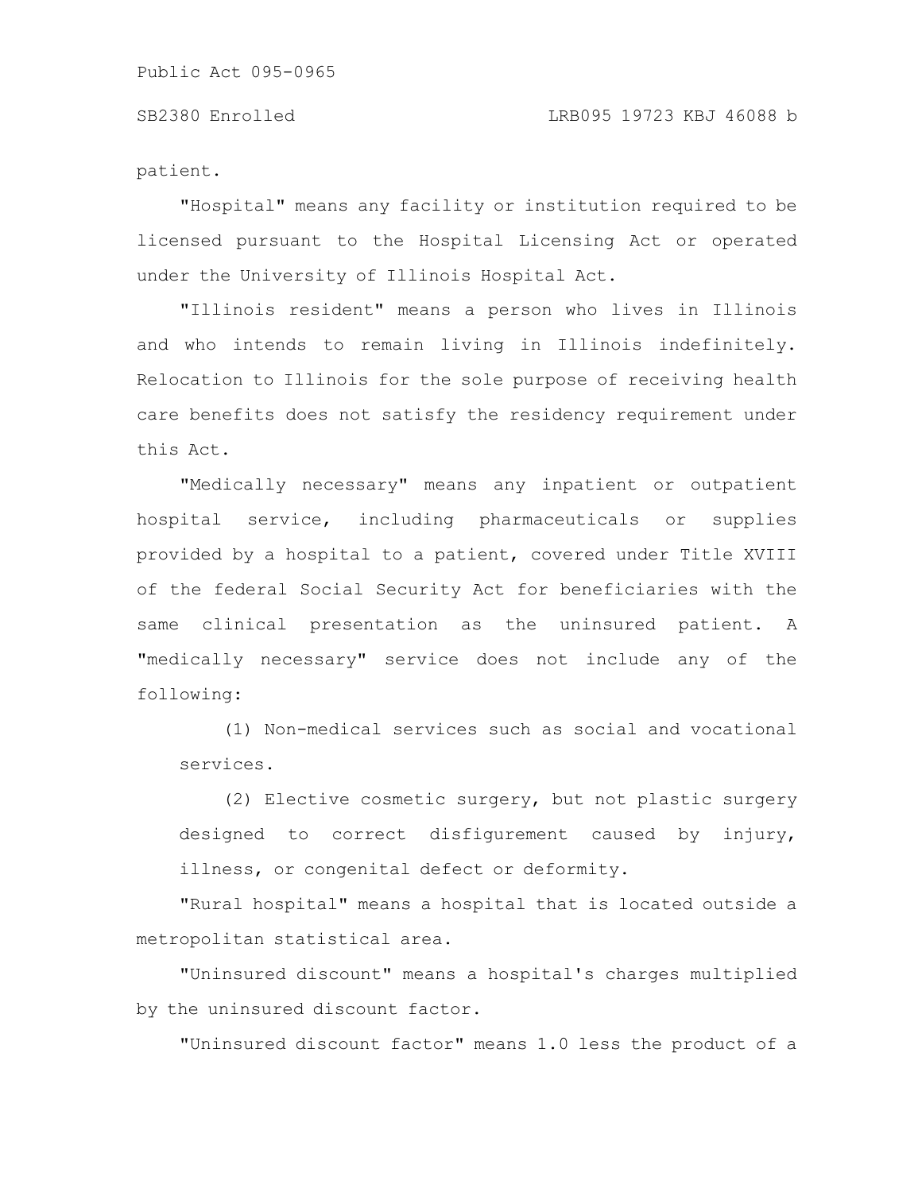patient.

"Hospital" means any facility or institution required to be licensed pursuant to the Hospital Licensing Act or operated under the University of Illinois Hospital Act.

"Illinois resident" means a person who lives in Illinois and who intends to remain living in Illinois indefinitely. Relocation to Illinois for the sole purpose of receiving health care benefits does not satisfy the residency requirement under this Act.

"Medically necessary" means any inpatient or outpatient hospital service, including pharmaceuticals or supplies provided by a hospital to a patient, covered under Title XVIII of the federal Social Security Act for beneficiaries with the same clinical presentation as the uninsured patient. A "medically necessary" service does not include any of the following:

(1) Non-medical services such as social and vocational services.

(2) Elective cosmetic surgery, but not plastic surgery designed to correct disfigurement caused by injury, illness, or congenital defect or deformity.

"Rural hospital" means a hospital that is located outside a metropolitan statistical area.

"Uninsured discount" means a hospital's charges multiplied by the uninsured discount factor.

"Uninsured discount factor" means 1.0 less the product of a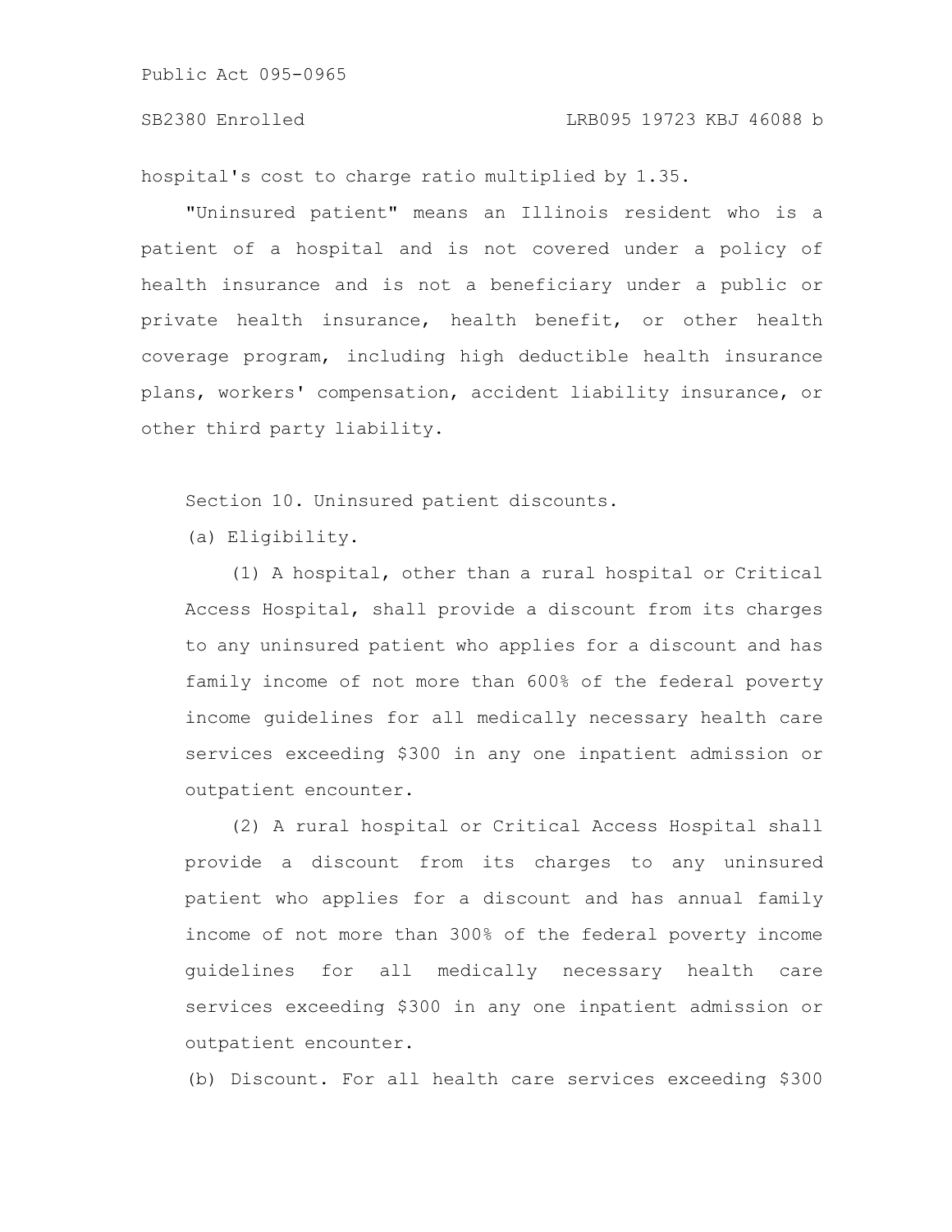hospital's cost to charge ratio multiplied by 1.35.

"Uninsured patient" means an Illinois resident who is a patient of a hospital and is not covered under a policy of health insurance and is not a beneficiary under a public or private health insurance, health benefit, or other health coverage program, including high deductible health insurance plans, workers' compensation, accident liability insurance, or other third party liability.

Section 10. Uninsured patient discounts.

(a) Eligibility.

(1) A hospital, other than a rural hospital or Critical Access Hospital, shall provide a discount from its charges to any uninsured patient who applies for a discount and has family income of not more than 600% of the federal poverty income guidelines for all medically necessary health care services exceeding $300 in any one inpatient admission or outpatient encounter.

(2) A rural hospital or Critical Access Hospital shall provide a discount from its charges to any uninsured patient who applies for a discount and has annual family income of not more than 300% of the federal poverty income guidelines for all medically necessary health care services exceeding $300 in any one inpatient admission or outpatient encounter.

(b) Discount. For all health care services exceeding $300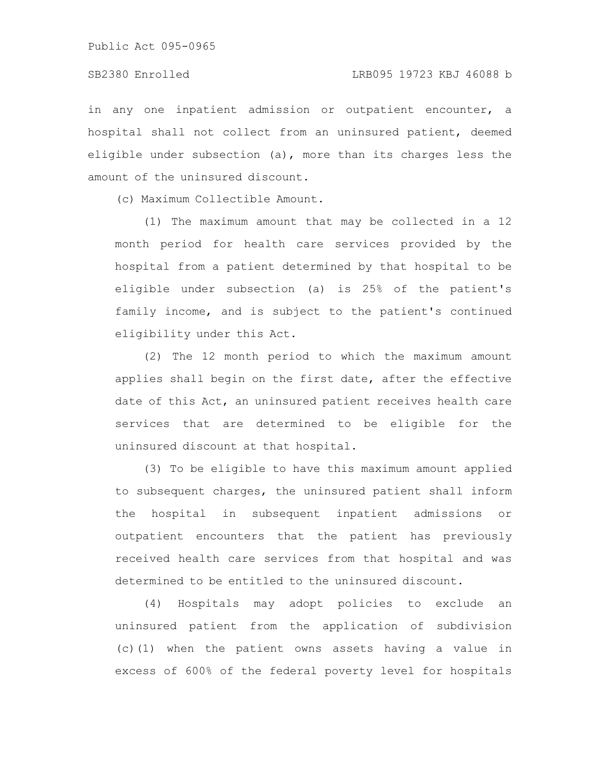in any one inpatient admission or outpatient encounter, a hospital shall not collect from an uninsured patient, deemed eligible under subsection (a), more than its charges less the amount of the uninsured discount.

(c) Maximum Collectible Amount.

(1) The maximum amount that may be collected in a 12 month period for health care services provided by the hospital from a patient determined by that hospital to be eligible under subsection (a) is 25% of the patient's family income, and is subject to the patient's continued eligibility under this Act.

(2) The 12 month period to which the maximum amount applies shall begin on the first date, after the effective date of this Act, an uninsured patient receives health care services that are determined to be eligible for the uninsured discount at that hospital.

(3) To be eligible to have this maximum amount applied to subsequent charges, the uninsured patient shall inform the hospital in subsequent inpatient admissions or outpatient encounters that the patient has previously received health care services from that hospital and was determined to be entitled to the uninsured discount.

(4) Hospitals may adopt policies to exclude an uninsured patient from the application of subdivision (c)(1) when the patient owns assets having a value in excess of 600% of the federal poverty level for hospitals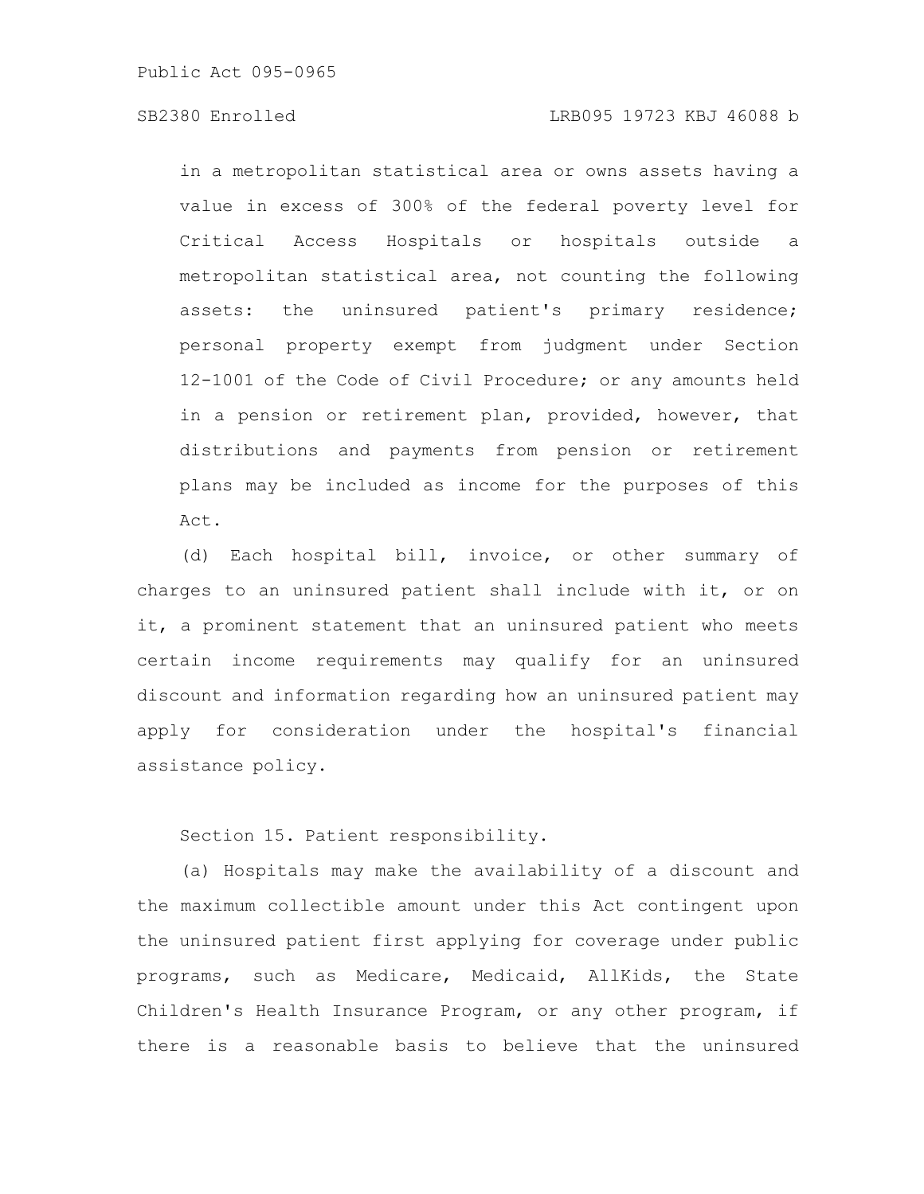in a metropolitan statistical area or owns assets having a value in excess of 300% of the federal poverty level for Critical Access Hospitals or hospitals outside a metropolitan statistical area, not counting the following assets: the uninsured patient's primary residence; personal property exempt from judgment under Section 12-1001 of the Code of Civil Procedure; or any amounts held in a pension or retirement plan, provided, however, that distributions and payments from pension or retirement plans may be included as income for the purposes of this Act.

(d) Each hospital bill, invoice, or other summary of charges to an uninsured patient shall include with it, or on it, a prominent statement that an uninsured patient who meets certain income requirements may qualify for an uninsured discount and information regarding how an uninsured patient may apply for consideration under the hospital's financial assistance policy.

Section 15. Patient responsibility.

(a) Hospitals may make the availability of a discount and the maximum collectible amount under this Act contingent upon the uninsured patient first applying for coverage under public programs, such as Medicare, Medicaid, AllKids, the State Children's Health Insurance Program, or any other program, if there is a reasonable basis to believe that the uninsured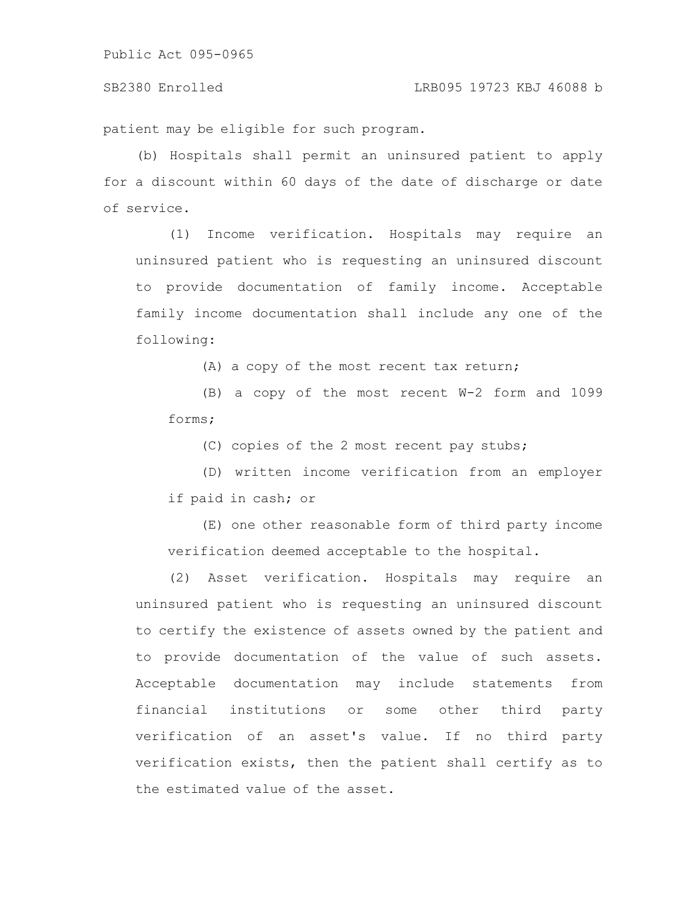patient may be eligible for such program.

(b) Hospitals shall permit an uninsured patient to apply for a discount within 60 days of the date of discharge or date of service.

(1) Income verification. Hospitals may require an uninsured patient who is requesting an uninsured discount to provide documentation of family income. Acceptable family income documentation shall include any one of the following:

(A) a copy of the most recent tax return;

(B) a copy of the most recent W-2 form and 1099 forms;

(C) copies of the 2 most recent pay stubs;

(D) written income verification from an employer if paid in cash; or

(E) one other reasonable form of third party income verification deemed acceptable to the hospital.

(2) Asset verification. Hospitals may require an uninsured patient who is requesting an uninsured discount to certify the existence of assets owned by the patient and to provide documentation of the value of such assets. Acceptable documentation may include statements from financial institutions or some other third party verification of an asset's value. If no third party verification exists, then the patient shall certify as to the estimated value of the asset.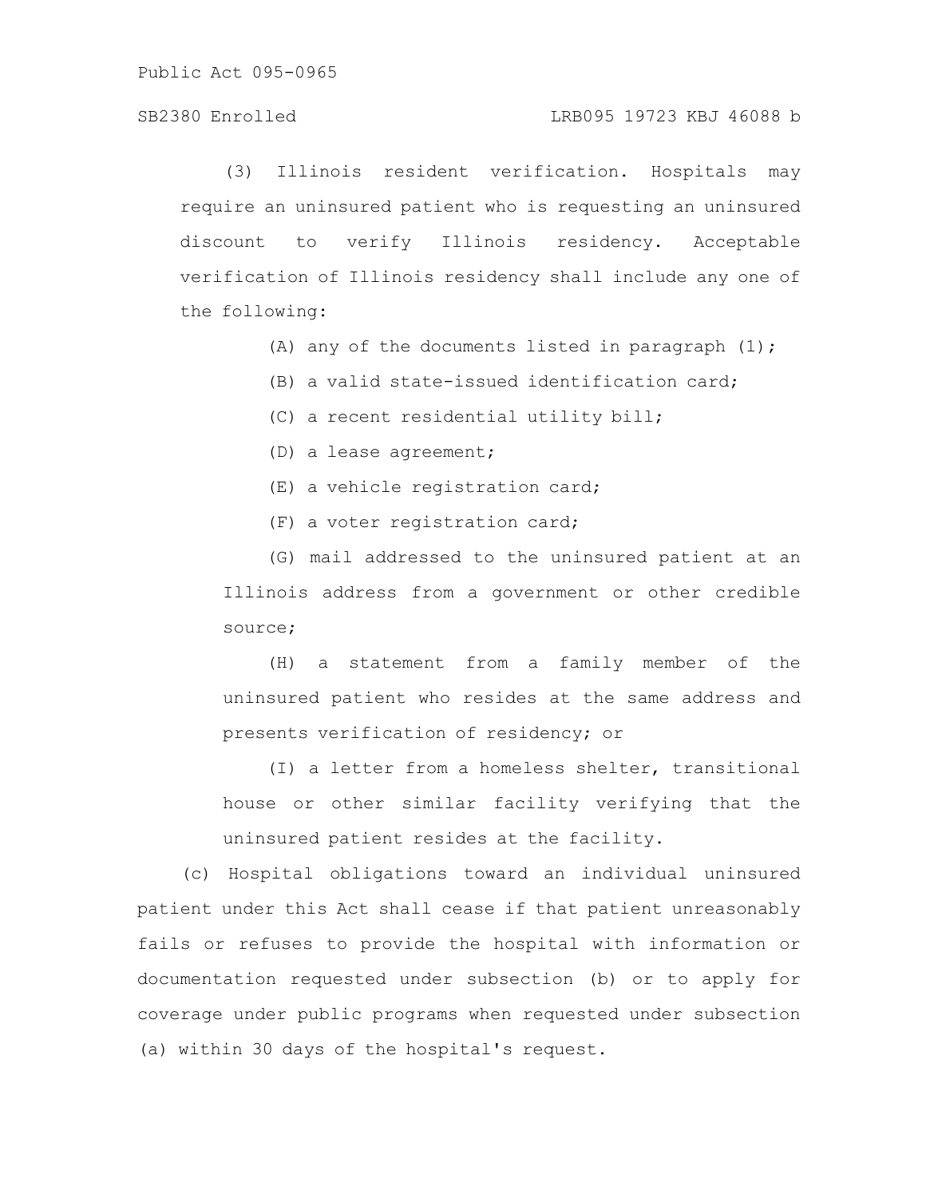(3) Illinois resident verification. Hospitals may require an uninsured patient who is requesting an uninsured discount to verify Illinois residency. Acceptable verification of Illinois residency shall include any one of the following:

(A) any of the documents listed in paragraph (1);

(B) a valid state-issued identification card;

(C) a recent residential utility bill;

(D) a lease agreement;

(E) a vehicle registration card;

(F) a voter registration card;

(G) mail addressed to the uninsured patient at an Illinois address from a government or other credible source;

(H) a statement from a family member of the uninsured patient who resides at the same address and presents verification of residency; or

(I) a letter from a homeless shelter, transitional house or other similar facility verifying that the uninsured patient resides at the facility.

(c) Hospital obligations toward an individual uninsured patient under this Act shall cease if that patient unreasonably fails or refuses to provide the hospital with information or documentation requested under subsection (b) or to apply for coverage under public programs when requested under subsection (a) within 30 days of the hospital's request.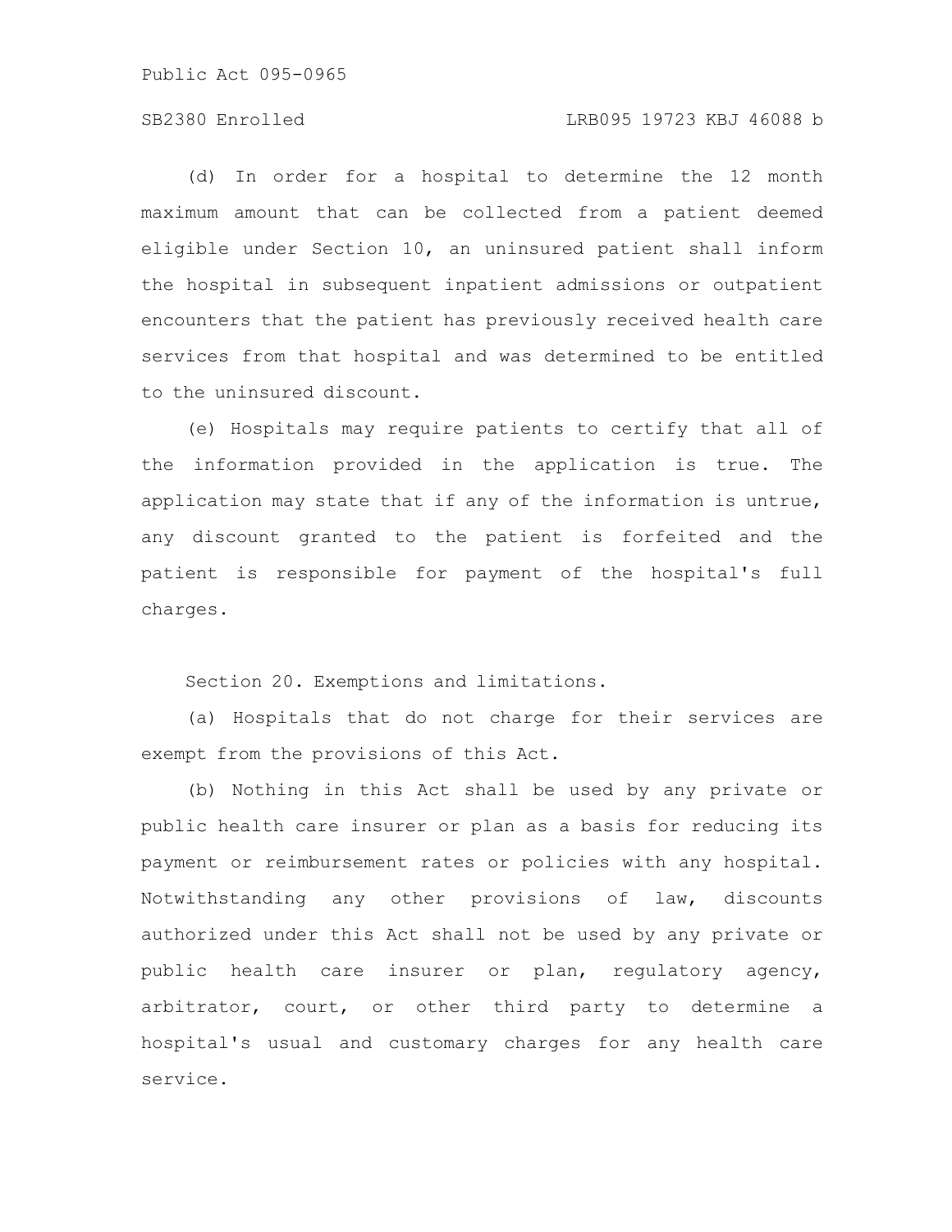(d) In order for a hospital to determine the 12 month maximum amount that can be collected from a patient deemed eligible under Section 10, an uninsured patient shall inform the hospital in subsequent inpatient admissions or outpatient encounters that the patient has previously received health care services from that hospital and was determined to be entitled to the uninsured discount.

(e) Hospitals may require patients to certify that all of the information provided in the application is true. The application may state that if any of the information is untrue, any discount granted to the patient is forfeited and the patient is responsible for payment of the hospital's full charges.

Section 20. Exemptions and limitations.

(a) Hospitals that do not charge for their services are exempt from the provisions of this Act.

(b) Nothing in this Act shall be used by any private or public health care insurer or plan as a basis for reducing its payment or reimbursement rates or policies with any hospital. Notwithstanding any other provisions of law, discounts authorized under this Act shall not be used by any private or public health care insurer or plan, regulatory agency, arbitrator, court, or other third party to determine a hospital's usual and customary charges for any health care service.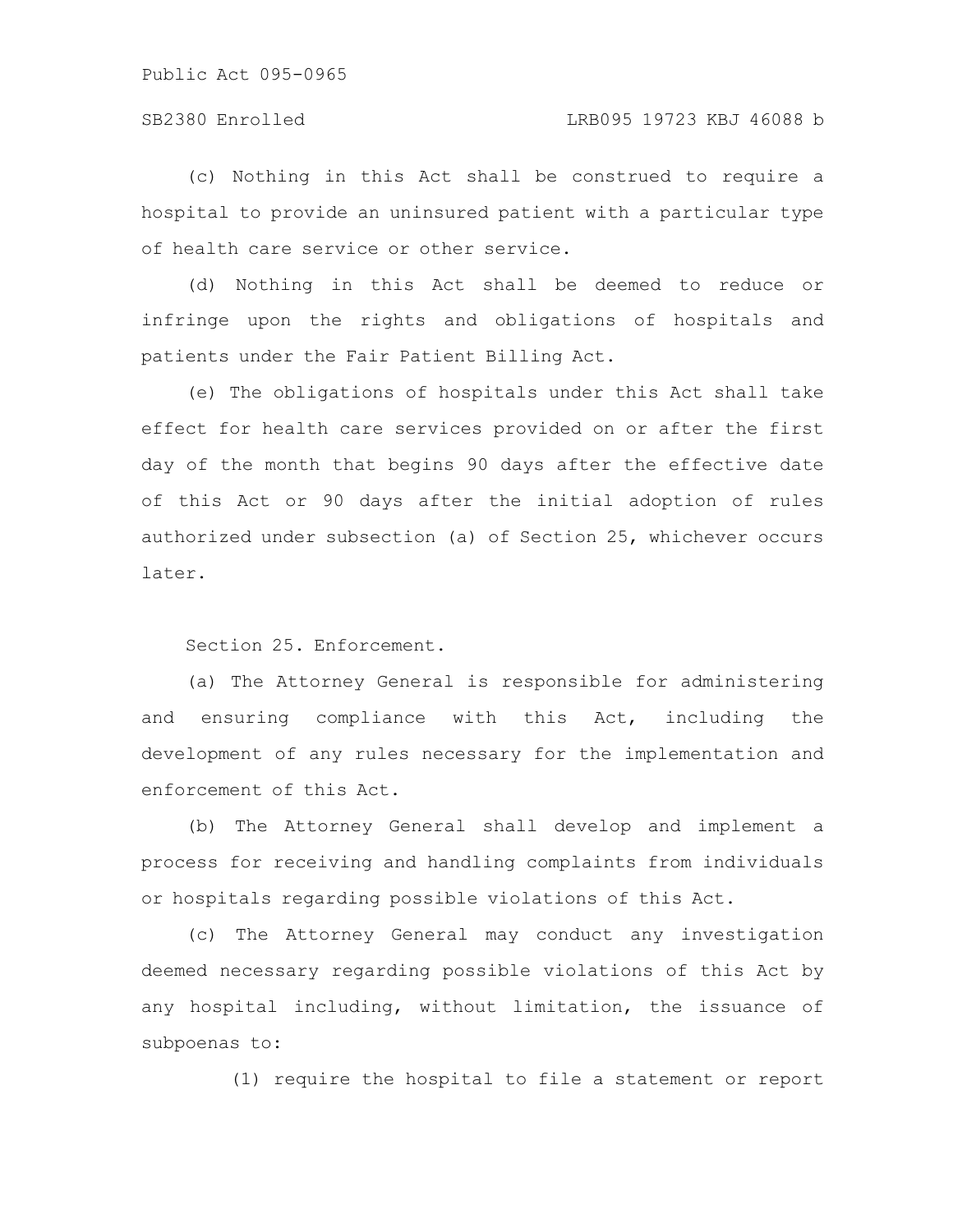(c) Nothing in this Act shall be construed to require a hospital to provide an uninsured patient with a particular type of health care service or other service.

(d) Nothing in this Act shall be deemed to reduce or infringe upon the rights and obligations of hospitals and patients under the Fair Patient Billing Act.

(e) The obligations of hospitals under this Act shall take effect for health care services provided on or after the first day of the month that begins 90 days after the effective date of this Act or 90 days after the initial adoption of rules authorized under subsection (a) of Section 25, whichever occurs later.

Section 25. Enforcement.

(a) The Attorney General is responsible for administering and ensuring compliance with this Act, including the development of any rules necessary for the implementation and enforcement of this Act.

(b) The Attorney General shall develop and implement a process for receiving and handling complaints from individuals or hospitals regarding possible violations of this Act.

(c) The Attorney General may conduct any investigation deemed necessary regarding possible violations of this Act by any hospital including, without limitation, the issuance of subpoenas to:

(1) require the hospital to file a statement or report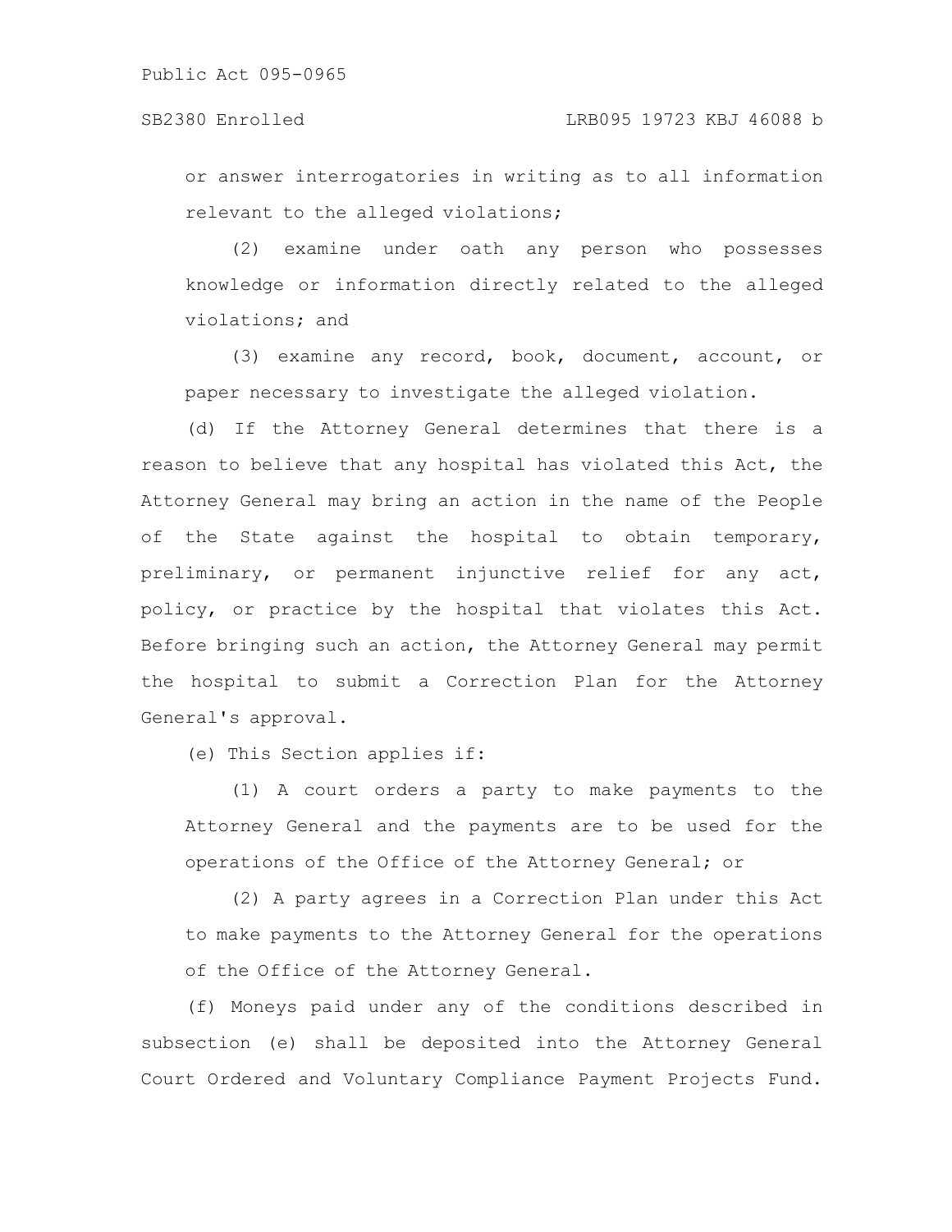or answer interrogatories in writing as to all information relevant to the alleged violations;

(2) examine under oath any person who possesses knowledge or information directly related to the alleged violations; and

(3) examine any record, book, document, account, or paper necessary to investigate the alleged violation.

(d) If the Attorney General determines that there is a reason to believe that any hospital has violated this Act, the Attorney General may bring an action in the name of the People of the State against the hospital to obtain temporary, preliminary, or permanent injunctive relief for any act, policy, or practice by the hospital that violates this Act. Before bringing such an action, the Attorney General may permit the hospital to submit a Correction Plan for the Attorney General's approval.

(e) This Section applies if:

(1) A court orders a party to make payments to the Attorney General and the payments are to be used for the operations of the Office of the Attorney General; or

(2) A party agrees in a Correction Plan under this Act to make payments to the Attorney General for the operations of the Office of the Attorney General.

(f) Moneys paid under any of the conditions described in subsection (e) shall be deposited into the Attorney General Court Ordered and Voluntary Compliance Payment Projects Fund.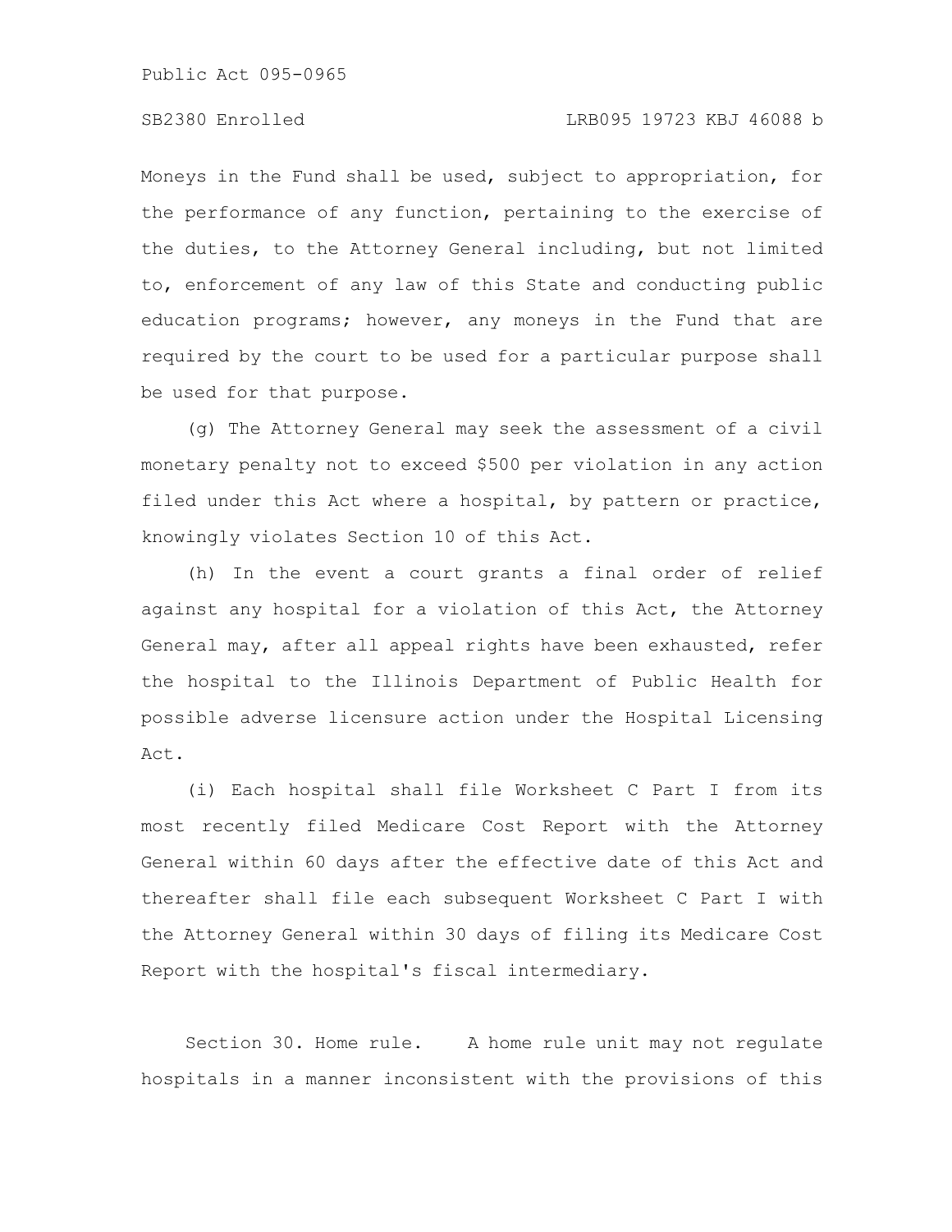Moneys in the Fund shall be used, subject to appropriation, for the performance of any function, pertaining to the exercise of the duties, to the Attorney General including, but not limited to, enforcement of any law of this State and conducting public education programs; however, any moneys in the Fund that are required by the court to be used for a particular purpose shall be used for that purpose.

(g) The Attorney General may seek the assessment of a civil monetary penalty not to exceed $500 per violation in any action filed under this Act where a hospital, by pattern or practice, knowingly violates Section 10 of this Act.

(h) In the event a court grants a final order of relief against any hospital for a violation of this Act, the Attorney General may, after all appeal rights have been exhausted, refer the hospital to the Illinois Department of Public Health for possible adverse licensure action under the Hospital Licensing Act.

(i) Each hospital shall file Worksheet C Part I from its most recently filed Medicare Cost Report with the Attorney General within 60 days after the effective date of this Act and thereafter shall file each subsequent Worksheet C Part I with the Attorney General within 30 days of filing its Medicare Cost Report with the hospital's fiscal intermediary.

Section 30. Home rule. A home rule unit may not regulate hospitals in a manner inconsistent with the provisions of this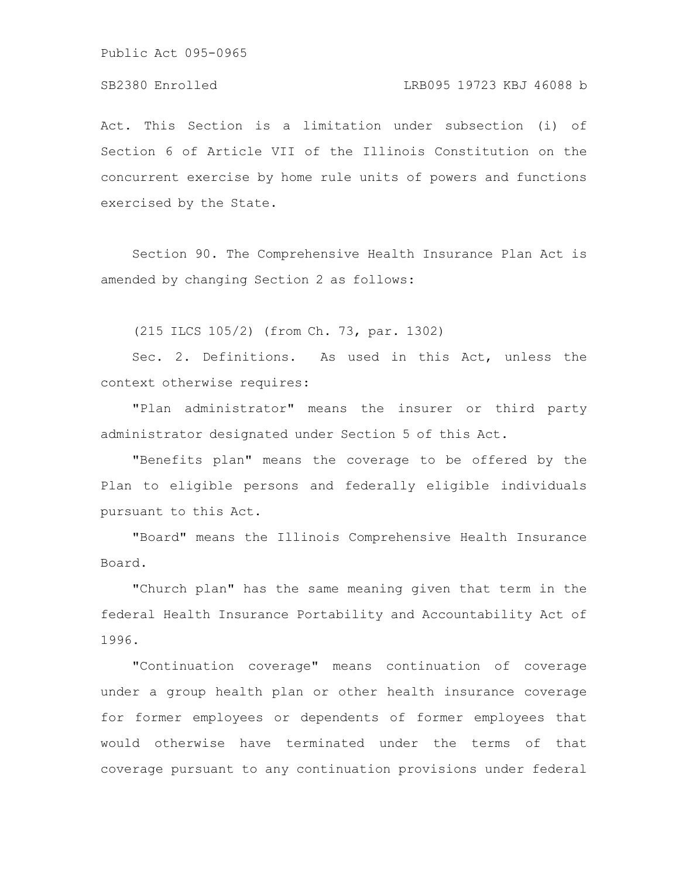Act. This Section is a limitation under subsection (i) of Section 6 of Article VII of the Illinois Constitution on the concurrent exercise by home rule units of powers and functions exercised by the State.

Section 90. The Comprehensive Health Insurance Plan Act is amended by changing Section 2 as follows:

(215 ILCS 105/2) (from Ch. 73, par. 1302)

Sec. 2. Definitions. As used in this Act, unless the context otherwise requires:

"Plan administrator" means the insurer or third party administrator designated under Section 5 of this Act.

"Benefits plan" means the coverage to be offered by the Plan to eligible persons and federally eligible individuals pursuant to this Act.

"Board" means the Illinois Comprehensive Health Insurance Board.

"Church plan" has the same meaning given that term in the federal Health Insurance Portability and Accountability Act of 1996.

"Continuation coverage" means continuation of coverage under a group health plan or other health insurance coverage for former employees or dependents of former employees that would otherwise have terminated under the terms of that coverage pursuant to any continuation provisions under federal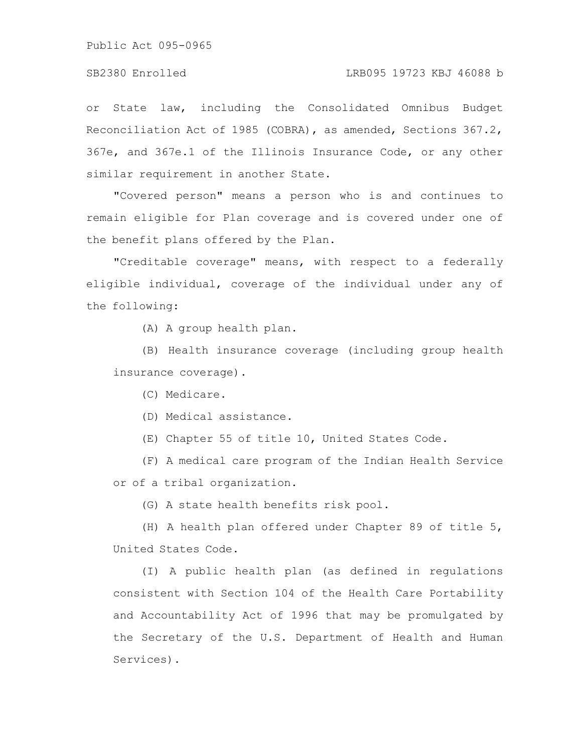or State law, including the Consolidated Omnibus Budget Reconciliation Act of 1985 (COBRA), as amended, Sections 367.2, 367e, and 367e.1 of the Illinois Insurance Code, or any other similar requirement in another State.

"Covered person" means a person who is and continues to remain eligible for Plan coverage and is covered under one of the benefit plans offered by the Plan.

"Creditable coverage" means, with respect to a federally eligible individual, coverage of the individual under any of the following:

(A) A group health plan.

(B) Health insurance coverage (including group health insurance coverage).

(C) Medicare.

(D) Medical assistance.

(E) Chapter 55 of title 10, United States Code.

(F) A medical care program of the Indian Health Service or of a tribal organization.

(G) A state health benefits risk pool.

(H) A health plan offered under Chapter 89 of title 5, United States Code.

(I) A public health plan (as defined in regulations consistent with Section 104 of the Health Care Portability and Accountability Act of 1996 that may be promulgated by the Secretary of the U.S. Department of Health and Human Services).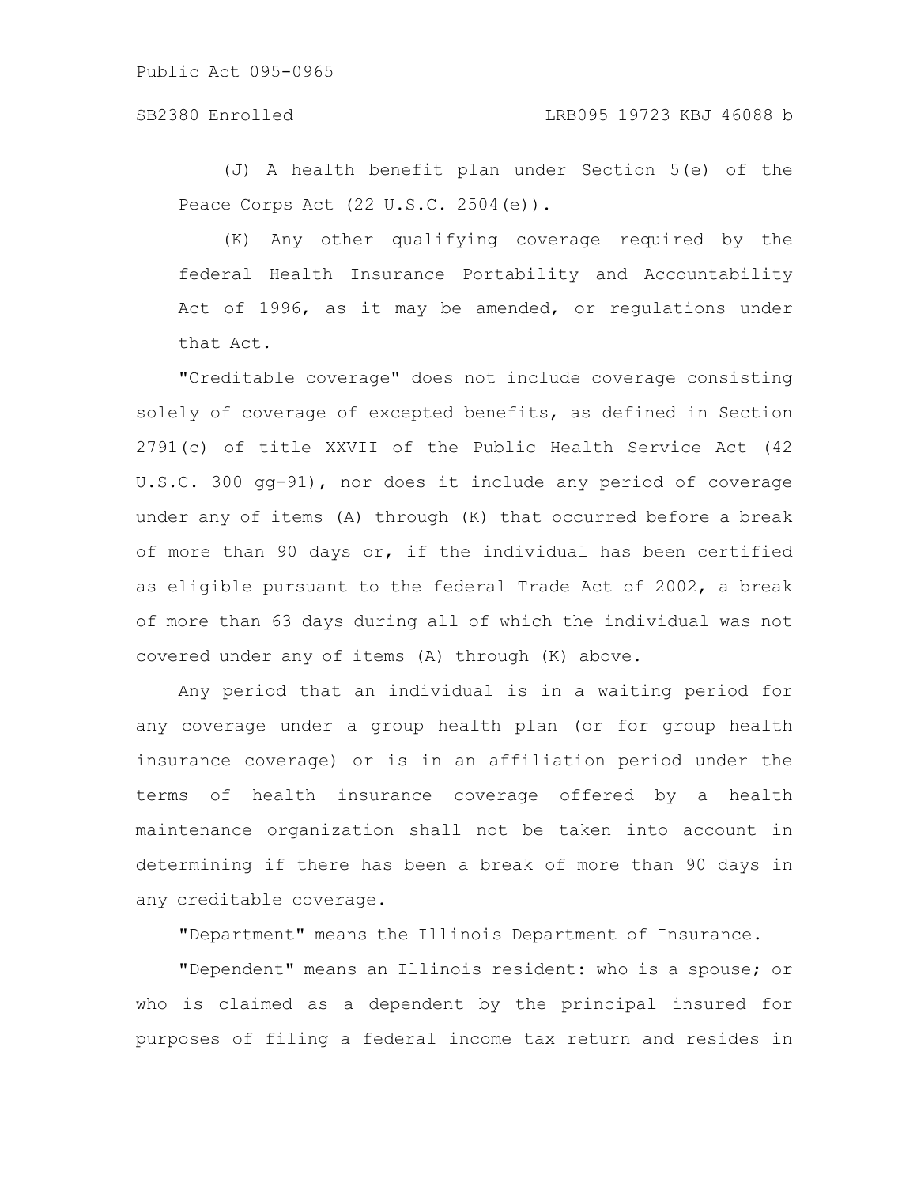(J) A health benefit plan under Section 5(e) of the Peace Corps Act (22 U.S.C. 2504(e)).

(K) Any other qualifying coverage required by the federal Health Insurance Portability and Accountability Act of 1996, as it may be amended, or regulations under that Act.

"Creditable coverage" does not include coverage consisting solely of coverage of excepted benefits, as defined in Section 2791(c) of title XXVII of the Public Health Service Act (42 U.S.C. 300 gg-91), nor does it include any period of coverage under any of items (A) through (K) that occurred before a break of more than 90 days or, if the individual has been certified as eligible pursuant to the federal Trade Act of 2002, a break of more than 63 days during all of which the individual was not covered under any of items (A) through (K) above.

Any period that an individual is in a waiting period for any coverage under a group health plan (or for group health insurance coverage) or is in an affiliation period under the terms of health insurance coverage offered by a health maintenance organization shall not be taken into account in determining if there has been a break of more than 90 days in any creditable coverage.

"Department" means the Illinois Department of Insurance.

"Dependent" means an Illinois resident: who is a spouse; or who is claimed as a dependent by the principal insured for purposes of filing a federal income tax return and resides in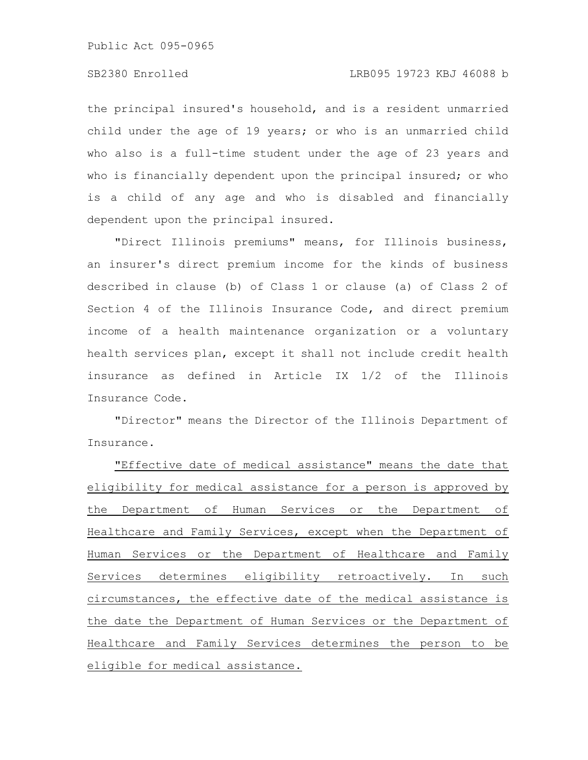the principal insured's household, and is a resident unmarried child under the age of 19 years; or who is an unmarried child who also is a full-time student under the age of 23 years and who is financially dependent upon the principal insured; or who is a child of any age and who is disabled and financially dependent upon the principal insured.

"Direct Illinois premiums" means, for Illinois business, an insurer's direct premium income for the kinds of business described in clause (b) of Class 1 or clause (a) of Class 2 of Section 4 of the Illinois Insurance Code, and direct premium income of a health maintenance organization or a voluntary health services plan, except it shall not include credit health insurance as defined in Article IX 1/2 of the Illinois Insurance Code.

"Director" means the Director of the Illinois Department of Insurance.

<u>"Effective date of medical assistance" means the date that eligibility for medical assistance for a person is approved by the Department of Human Services or the Department of Healthcare and Family Services, except when the Department of Human Services or the Department of Healthcare and Family Services determines eligibility retroactively. In such circumstances, the effective date of the medical assistance is the date the Department of Human Services or the Department of Healthcare and Family Services determines the person to be eligible for medical assistance.</u>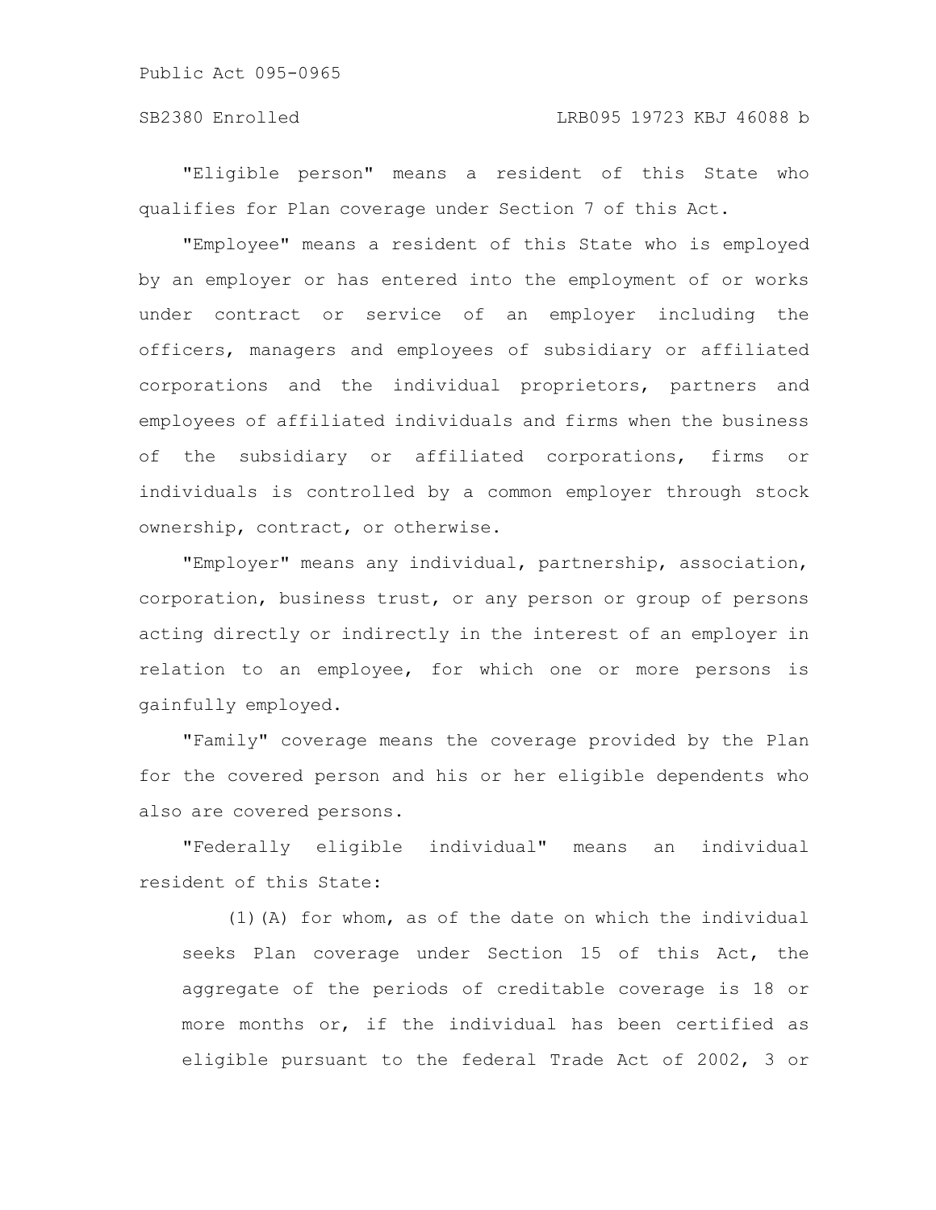"Eligible person" means a resident of this State who qualifies for Plan coverage under Section 7 of this Act.

"Employee" means a resident of this State who is employed by an employer or has entered into the employment of or works under contract or service of an employer including the officers, managers and employees of subsidiary or affiliated corporations and the individual proprietors, partners and employees of affiliated individuals and firms when the business of the subsidiary or affiliated corporations, firms or individuals is controlled by a common employer through stock ownership, contract, or otherwise.

"Employer" means any individual, partnership, association, corporation, business trust, or any person or group of persons acting directly or indirectly in the interest of an employer in relation to an employee, for which one or more persons is gainfully employed.

"Family" coverage means the coverage provided by the Plan for the covered person and his or her eligible dependents who also are covered persons.

"Federally eligible individual" means an individual resident of this State:

(1)(A) for whom, as of the date on which the individual seeks Plan coverage under Section 15 of this Act, the aggregate of the periods of creditable coverage is 18 or more months or, if the individual has been certified as eligible pursuant to the federal Trade Act of 2002, 3 or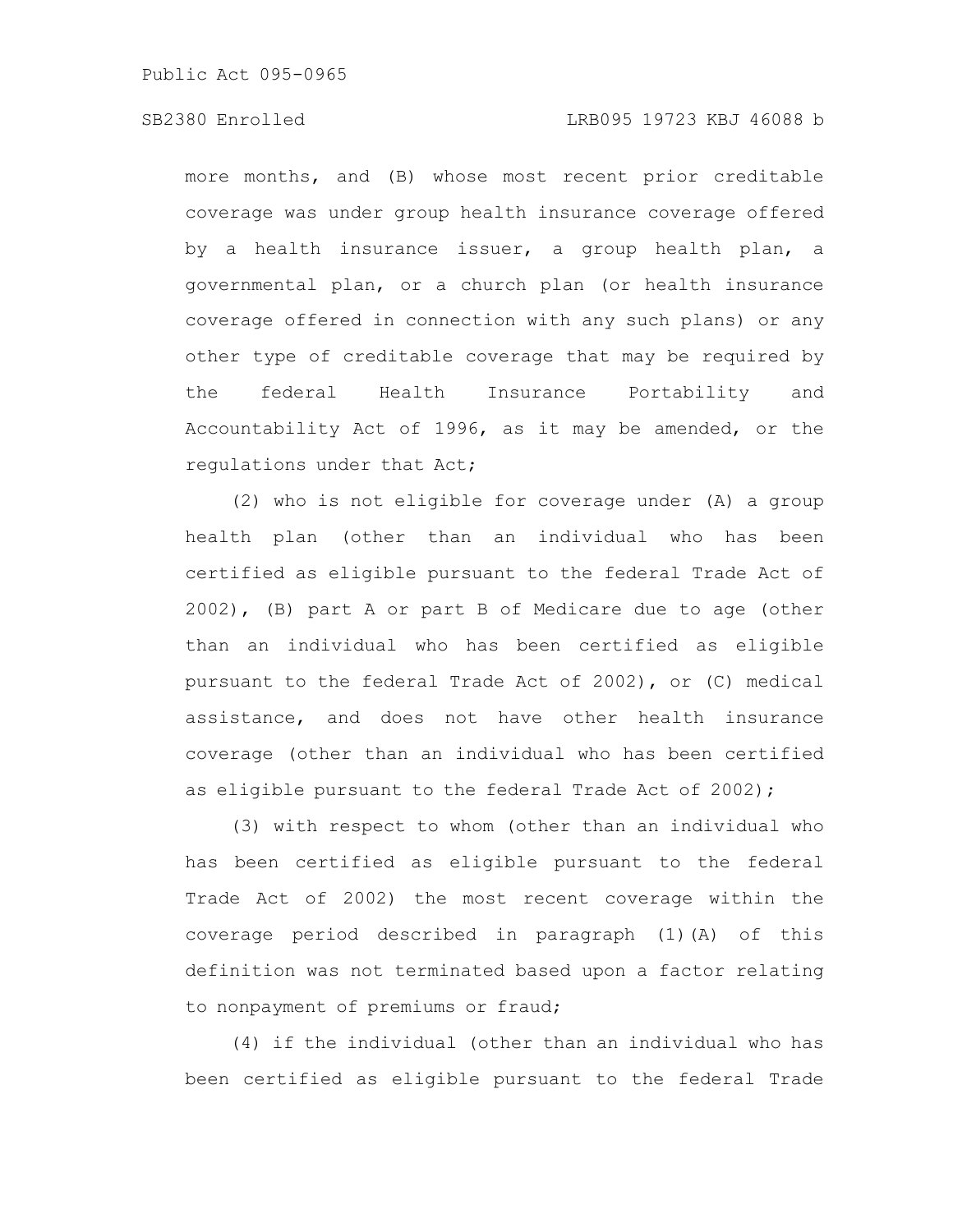more months, and (B) whose most recent prior creditable coverage was under group health insurance coverage offered by a health insurance issuer, a group health plan, a governmental plan, or a church plan (or health insurance coverage offered in connection with any such plans) or any other type of creditable coverage that may be required by the federal Health Insurance Portability and Accountability Act of 1996, as it may be amended, or the regulations under that Act;

(2) who is not eligible for coverage under (A) a group health plan (other than an individual who has been certified as eligible pursuant to the federal Trade Act of 2002), (B) part A or part B of Medicare due to age (other than an individual who has been certified as eligible pursuant to the federal Trade Act of 2002), or (C) medical assistance, and does not have other health insurance coverage (other than an individual who has been certified as eligible pursuant to the federal Trade Act of 2002);

(3) with respect to whom (other than an individual who has been certified as eligible pursuant to the federal Trade Act of 2002) the most recent coverage within the coverage period described in paragraph (1)(A) of this definition was not terminated based upon a factor relating to nonpayment of premiums or fraud;

(4) if the individual (other than an individual who has been certified as eligible pursuant to the federal Trade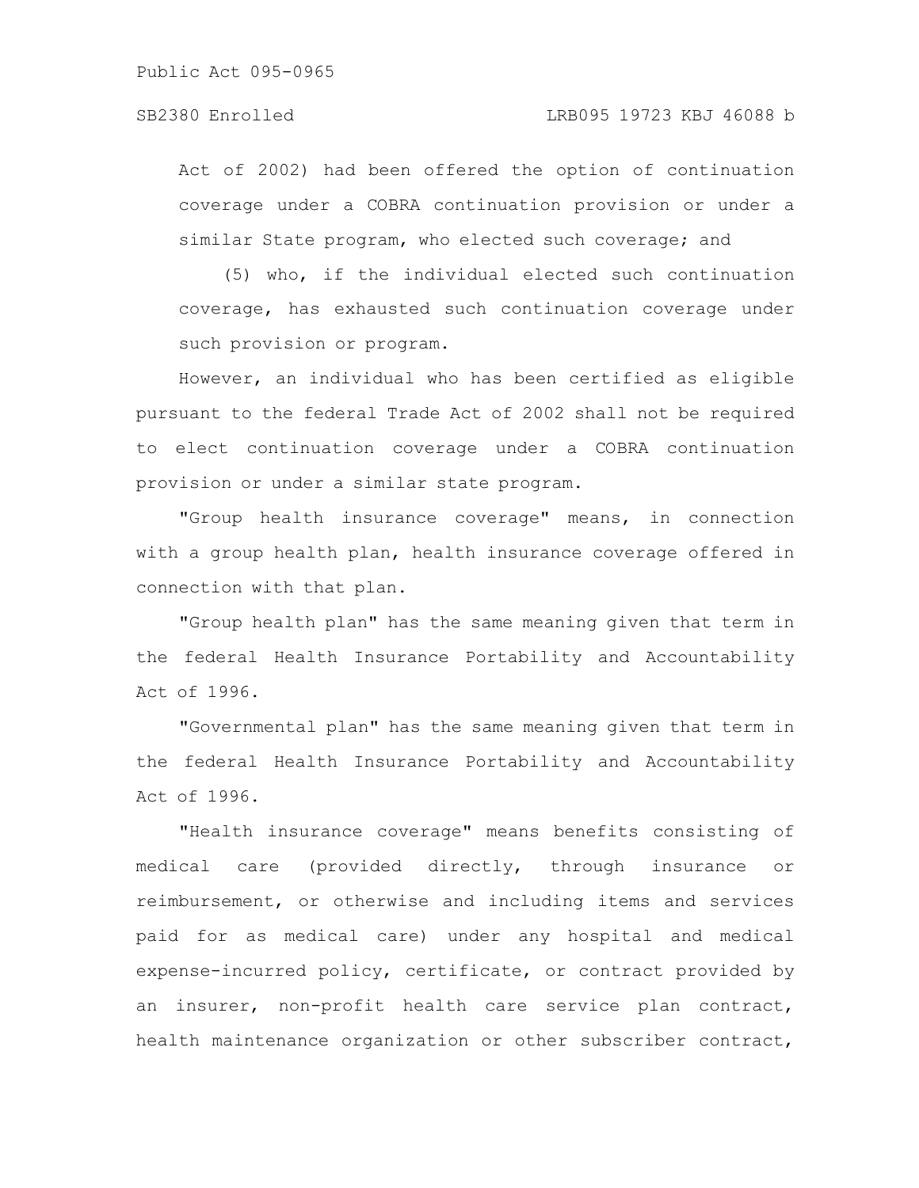Act of 2002) had been offered the option of continuation coverage under a COBRA continuation provision or under a similar State program, who elected such coverage; and

(5) who, if the individual elected such continuation coverage, has exhausted such continuation coverage under such provision or program.

However, an individual who has been certified as eligible pursuant to the federal Trade Act of 2002 shall not be required to elect continuation coverage under a COBRA continuation provision or under a similar state program.

"Group health insurance coverage" means, in connection with a group health plan, health insurance coverage offered in connection with that plan.

"Group health plan" has the same meaning given that term in the federal Health Insurance Portability and Accountability Act of 1996.

"Governmental plan" has the same meaning given that term in the federal Health Insurance Portability and Accountability Act of 1996.

"Health insurance coverage" means benefits consisting of medical care (provided directly, through insurance or reimbursement, or otherwise and including items and services paid for as medical care) under any hospital and medical expense-incurred policy, certificate, or contract provided by an insurer, non-profit health care service plan contract, health maintenance organization or other subscriber contract,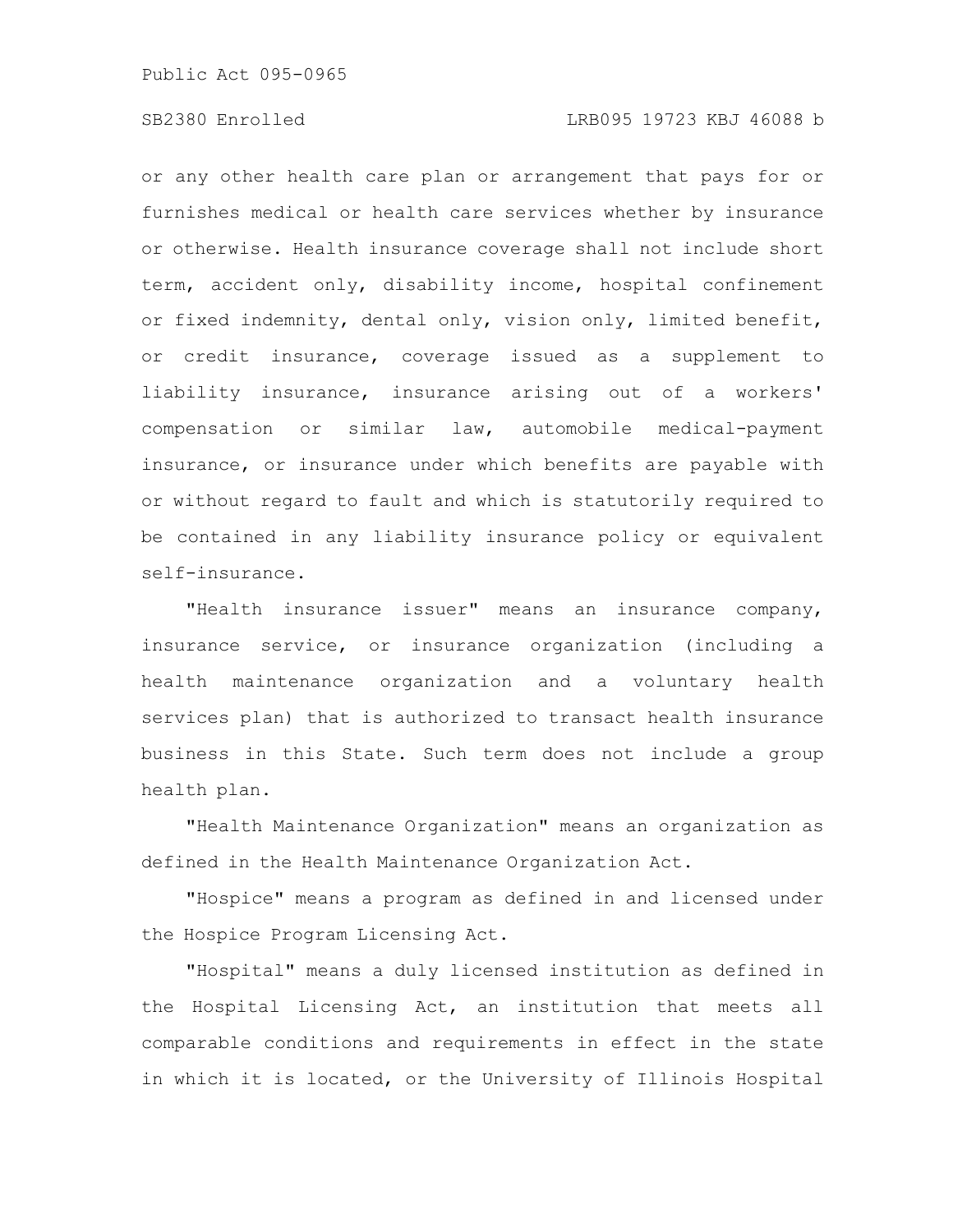or any other health care plan or arrangement that pays for or furnishes medical or health care services whether by insurance or otherwise. Health insurance coverage shall not include short term, accident only, disability income, hospital confinement or fixed indemnity, dental only, vision only, limited benefit, or credit insurance, coverage issued as a supplement to liability insurance, insurance arising out of a workers' compensation or similar law, automobile medical-payment insurance, or insurance under which benefits are payable with or without regard to fault and which is statutorily required to be contained in any liability insurance policy or equivalent self-insurance.

"Health insurance issuer" means an insurance company, insurance service, or insurance organization (including a health maintenance organization and a voluntary health services plan) that is authorized to transact health insurance business in this State. Such term does not include a group health plan.

"Health Maintenance Organization" means an organization as defined in the Health Maintenance Organization Act.

"Hospice" means a program as defined in and licensed under the Hospice Program Licensing Act.

"Hospital" means a duly licensed institution as defined in the Hospital Licensing Act, an institution that meets all comparable conditions and requirements in effect in the state in which it is located, or the University of Illinois Hospital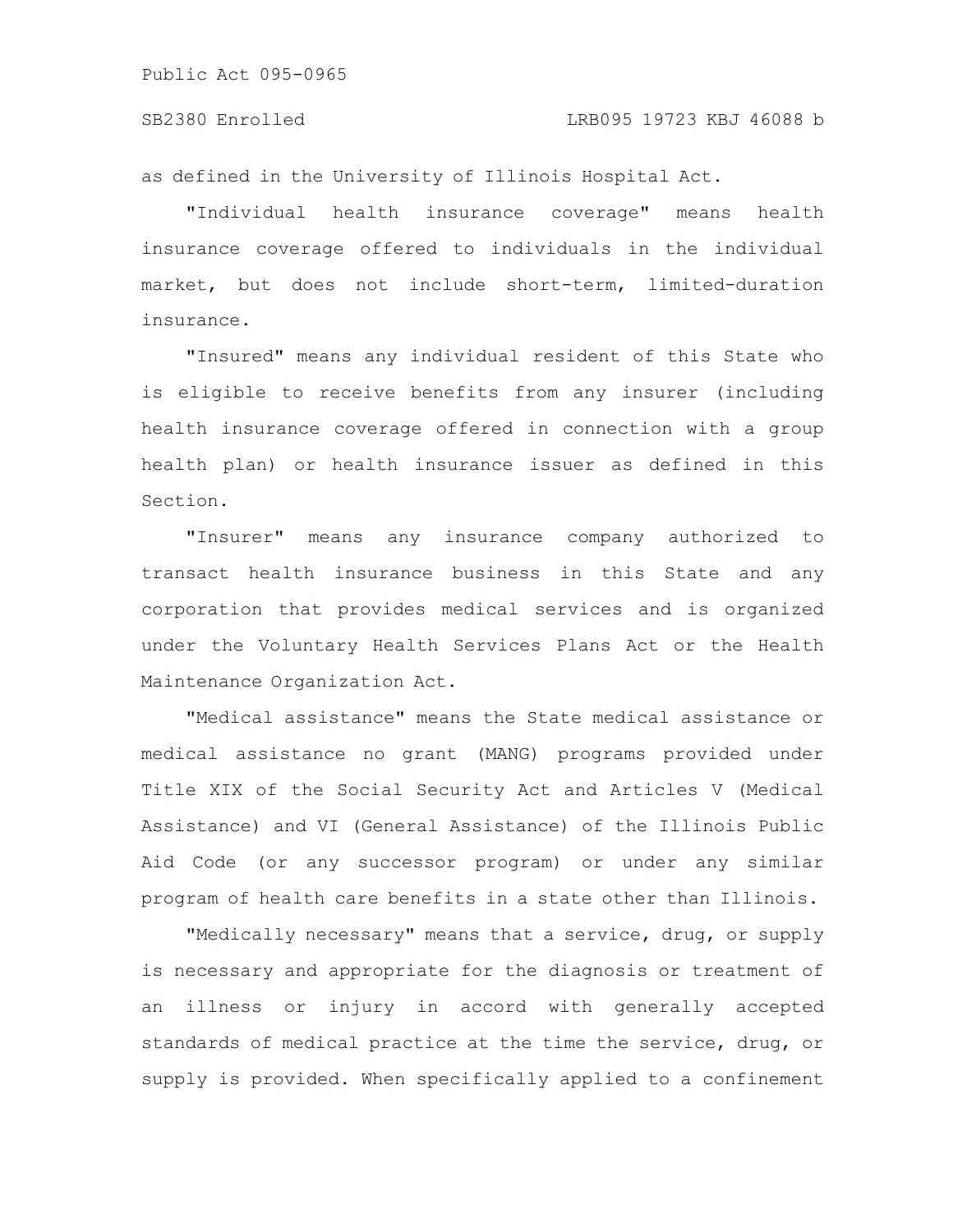as defined in the University of Illinois Hospital Act.

"Individual health insurance coverage" means health insurance coverage offered to individuals in the individual market, but does not include short-term, limited-duration insurance.

"Insured" means any individual resident of this State who is eligible to receive benefits from any insurer (including health insurance coverage offered in connection with a group health plan) or health insurance issuer as defined in this Section.

"Insurer" means any insurance company authorized to transact health insurance business in this State and any corporation that provides medical services and is organized under the Voluntary Health Services Plans Act or the Health Maintenance Organization Act.

"Medical assistance" means the State medical assistance or medical assistance no grant (MANG) programs provided under Title XIX of the Social Security Act and Articles V (Medical Assistance) and VI (General Assistance) of the Illinois Public Aid Code (or any successor program) or under any similar program of health care benefits in a state other than Illinois.

"Medically necessary" means that a service, drug, or supply is necessary and appropriate for the diagnosis or treatment of an illness or injury in accord with generally accepted standards of medical practice at the time the service, drug, or supply is provided. When specifically applied to a confinement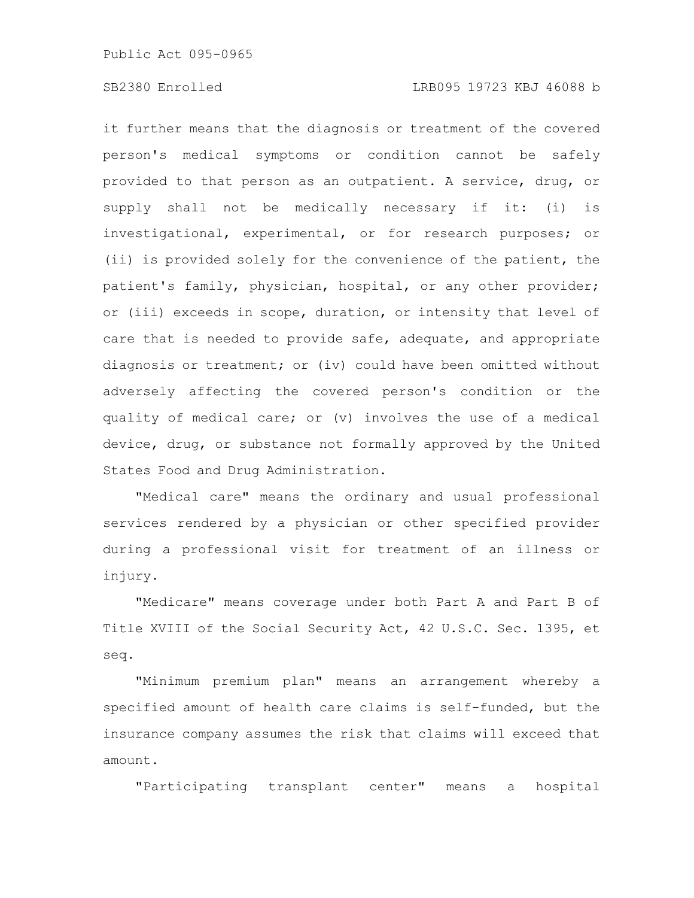it further means that the diagnosis or treatment of the covered person's medical symptoms or condition cannot be safely provided to that person as an outpatient. A service, drug, or supply shall not be medically necessary if it: (i) is investigational, experimental, or for research purposes; or (ii) is provided solely for the convenience of the patient, the patient's family, physician, hospital, or any other provider; or (iii) exceeds in scope, duration, or intensity that level of care that is needed to provide safe, adequate, and appropriate diagnosis or treatment; or (iv) could have been omitted without adversely affecting the covered person's condition or the quality of medical care; or (v) involves the use of a medical device, drug, or substance not formally approved by the United States Food and Drug Administration.

"Medical care" means the ordinary and usual professional services rendered by a physician or other specified provider during a professional visit for treatment of an illness or injury.

"Medicare" means coverage under both Part A and Part B of Title XVIII of the Social Security Act, 42 U.S.C. Sec. 1395, et seq.

"Minimum premium plan" means an arrangement whereby a specified amount of health care claims is self-funded, but the insurance company assumes the risk that claims will exceed that amount.

"Participating transplant center" means a hospital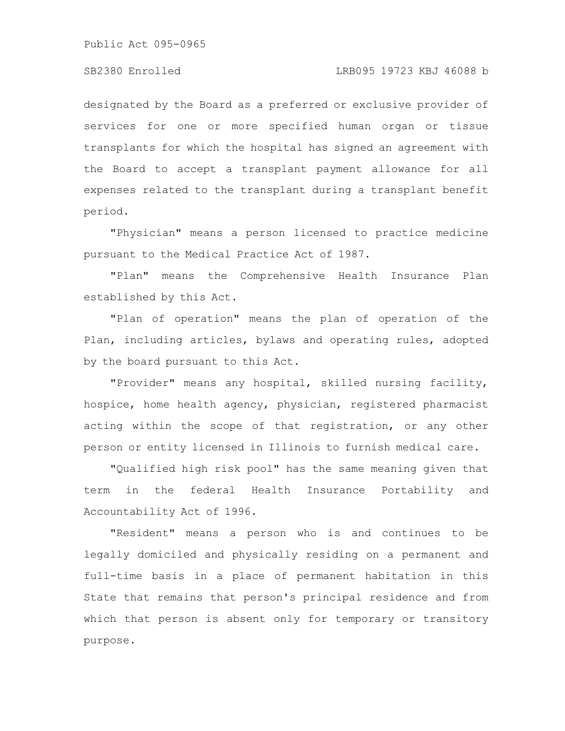designated by the Board as a preferred or exclusive provider of services for one or more specified human organ or tissue transplants for which the hospital has signed an agreement with the Board to accept a transplant payment allowance for all expenses related to the transplant during a transplant benefit period.

"Physician" means a person licensed to practice medicine pursuant to the Medical Practice Act of 1987.

"Plan" means the Comprehensive Health Insurance Plan established by this Act.

"Plan of operation" means the plan of operation of the Plan, including articles, bylaws and operating rules, adopted by the board pursuant to this Act.

"Provider" means any hospital, skilled nursing facility, hospice, home health agency, physician, registered pharmacist acting within the scope of that registration, or any other person or entity licensed in Illinois to furnish medical care.

"Qualified high risk pool" has the same meaning given that term in the federal Health Insurance Portability and Accountability Act of 1996.

"Resident" means a person who is and continues to be legally domiciled and physically residing on a permanent and full-time basis in a place of permanent habitation in this State that remains that person's principal residence and from which that person is absent only for temporary or transitory purpose.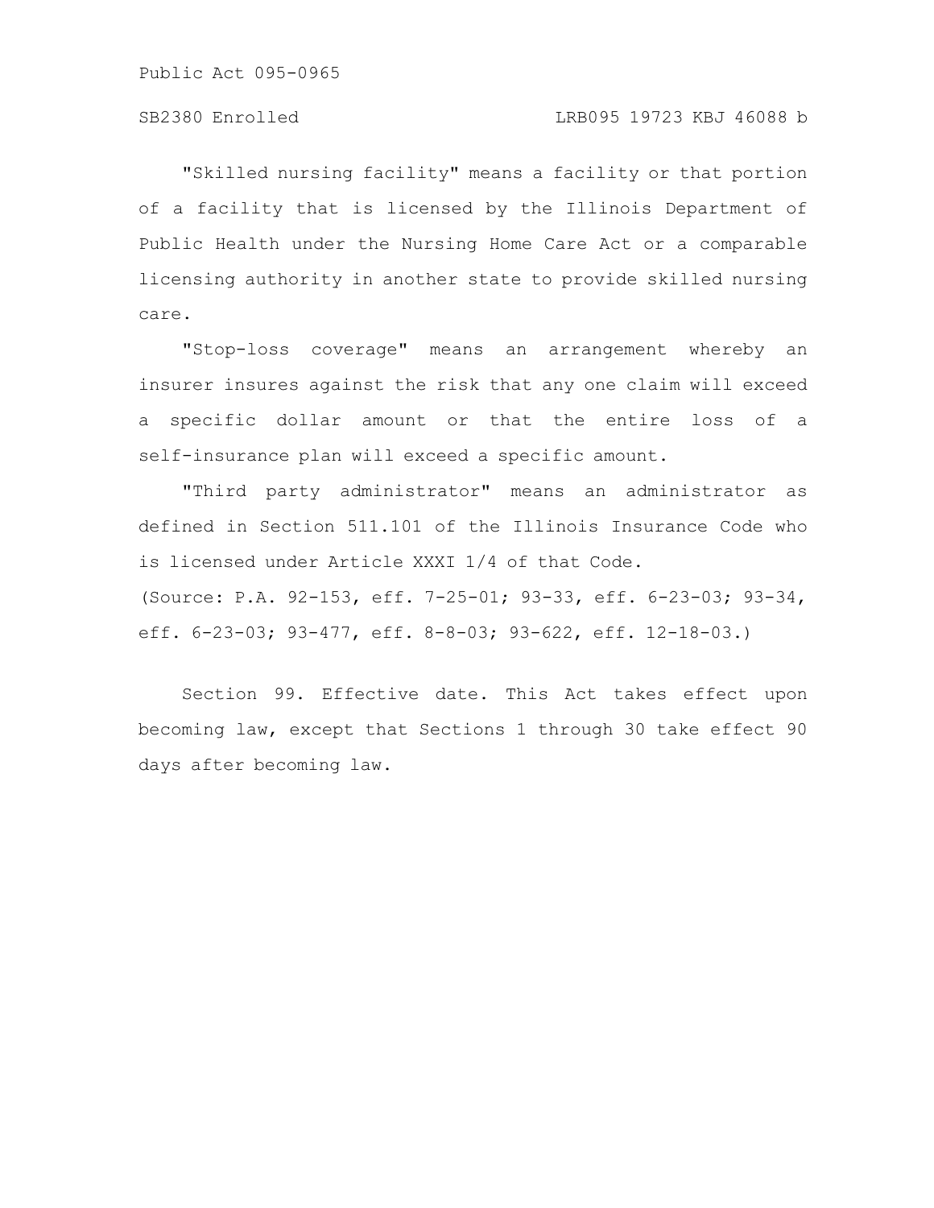"Skilled nursing facility" means a facility or that portion of a facility that is licensed by the Illinois Department of Public Health under the Nursing Home Care Act or a comparable licensing authority in another state to provide skilled nursing care.

"Stop-loss coverage" means an arrangement whereby an insurer insures against the risk that any one claim will exceed a specific dollar amount or that the entire loss of a self-insurance plan will exceed a specific amount.

"Third party administrator" means an administrator as defined in Section 511.101 of the Illinois Insurance Code who is licensed under Article XXXI 1/4 of that Code.

(Source: P.A. 92-153, eff. 7-25-01; 93-33, eff. 6-23-03; 93-34, eff. 6-23-03; 93-477, eff. 8-8-03; 93-622, eff. 12-18-03.)

Section 99. Effective date. This Act takes effect upon becoming law, except that Sections 1 through 30 take effect 90 days after becoming law.